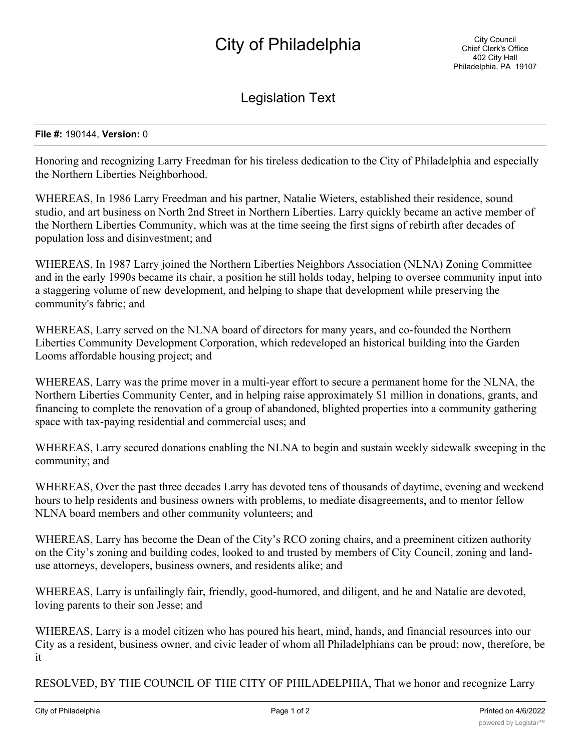# City of Philadelphia

City Council
Chief Clerk's Office
402 City Hall
Philadelphia, PA 19107

## Legislation Text

**File #:** 190144, **Version:** 0

Honoring and recognizing Larry Freedman for his tireless dedication to the City of Philadelphia and especially the Northern Liberties Neighborhood.

WHEREAS, In 1986 Larry Freedman and his partner, Natalie Wieters, established their residence, sound studio, and art business on North 2nd Street in Northern Liberties. Larry quickly became an active member of the Northern Liberties Community, which was at the time seeing the first signs of rebirth after decades of population loss and disinvestment; and

WHEREAS, In 1987 Larry joined the Northern Liberties Neighbors Association (NLNA) Zoning Committee and in the early 1990s became its chair, a position he still holds today, helping to oversee community input into a staggering volume of new development, and helping to shape that development while preserving the community's fabric; and

WHEREAS, Larry served on the NLNA board of directors for many years, and co-founded the Northern Liberties Community Development Corporation, which redeveloped an historical building into the Garden Looms affordable housing project; and

WHEREAS, Larry was the prime mover in a multi-year effort to secure a permanent home for the NLNA, the Northern Liberties Community Center, and in helping raise approximately $1 million in donations, grants, and financing to complete the renovation of a group of abandoned, blighted properties into a community gathering space with tax-paying residential and commercial uses; and

WHEREAS, Larry secured donations enabling the NLNA to begin and sustain weekly sidewalk sweeping in the community; and

WHEREAS, Over the past three decades Larry has devoted tens of thousands of daytime, evening and weekend hours to help residents and business owners with problems, to mediate disagreements, and to mentor fellow NLNA board members and other community volunteers; and

WHEREAS, Larry has become the Dean of the City's RCO zoning chairs, and a preeminent citizen authority on the City's zoning and building codes, looked to and trusted by members of City Council, zoning and land-use attorneys, developers, business owners, and residents alike; and

WHEREAS, Larry is unfailingly fair, friendly, good-humored, and diligent, and he and Natalie are devoted, loving parents to their son Jesse; and

WHEREAS, Larry is a model citizen who has poured his heart, mind, hands, and financial resources into our City as a resident, business owner, and civic leader of whom all Philadelphians can be proud; now, therefore, be it

RESOLVED, BY THE COUNCIL OF THE CITY OF PHILADELPHIA, That we honor and recognize Larry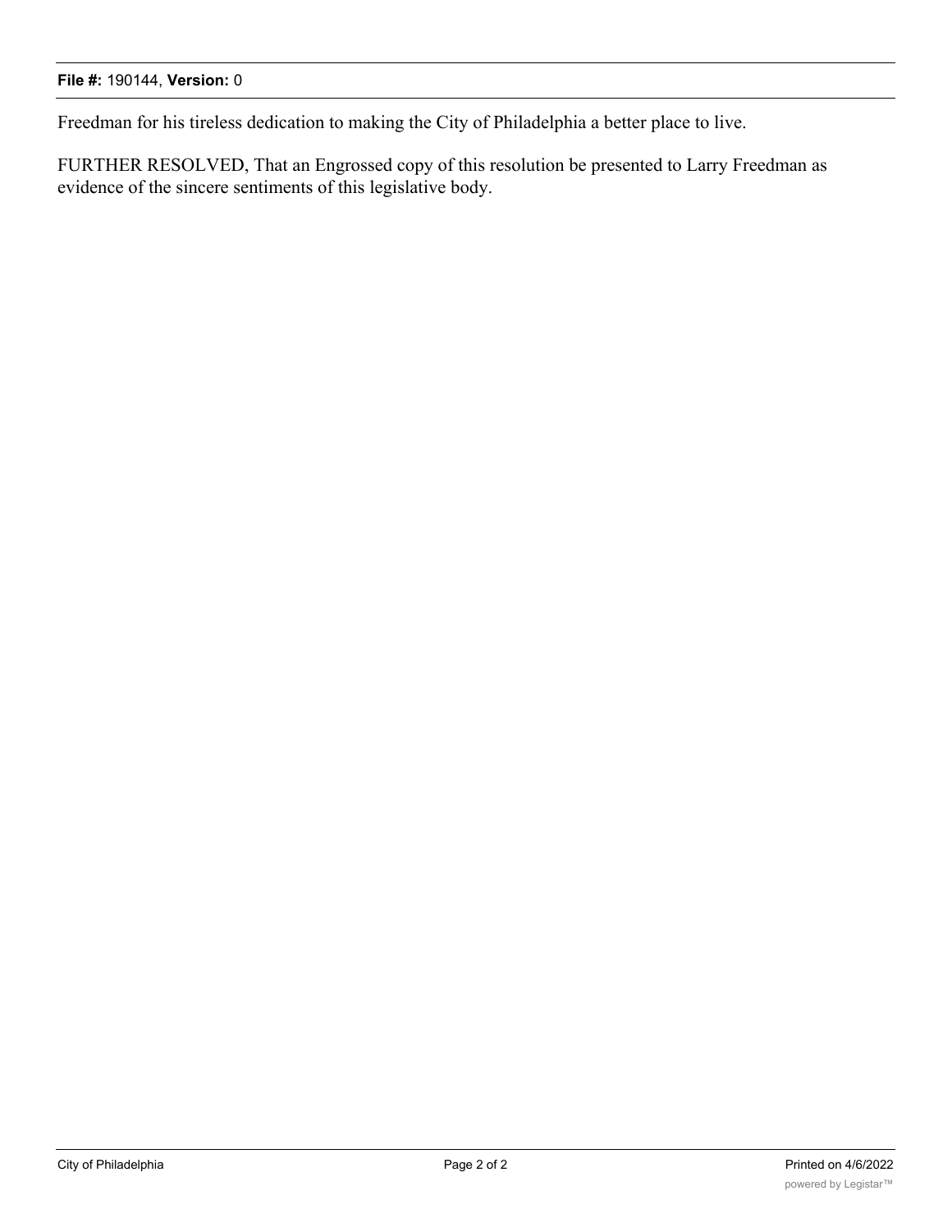Freedman for his tireless dedication to making the City of Philadelphia a better place to live.

FURTHER RESOLVED, That an Engrossed copy of this resolution be presented to Larry Freedman as evidence of the sincere sentiments of this legislative body.